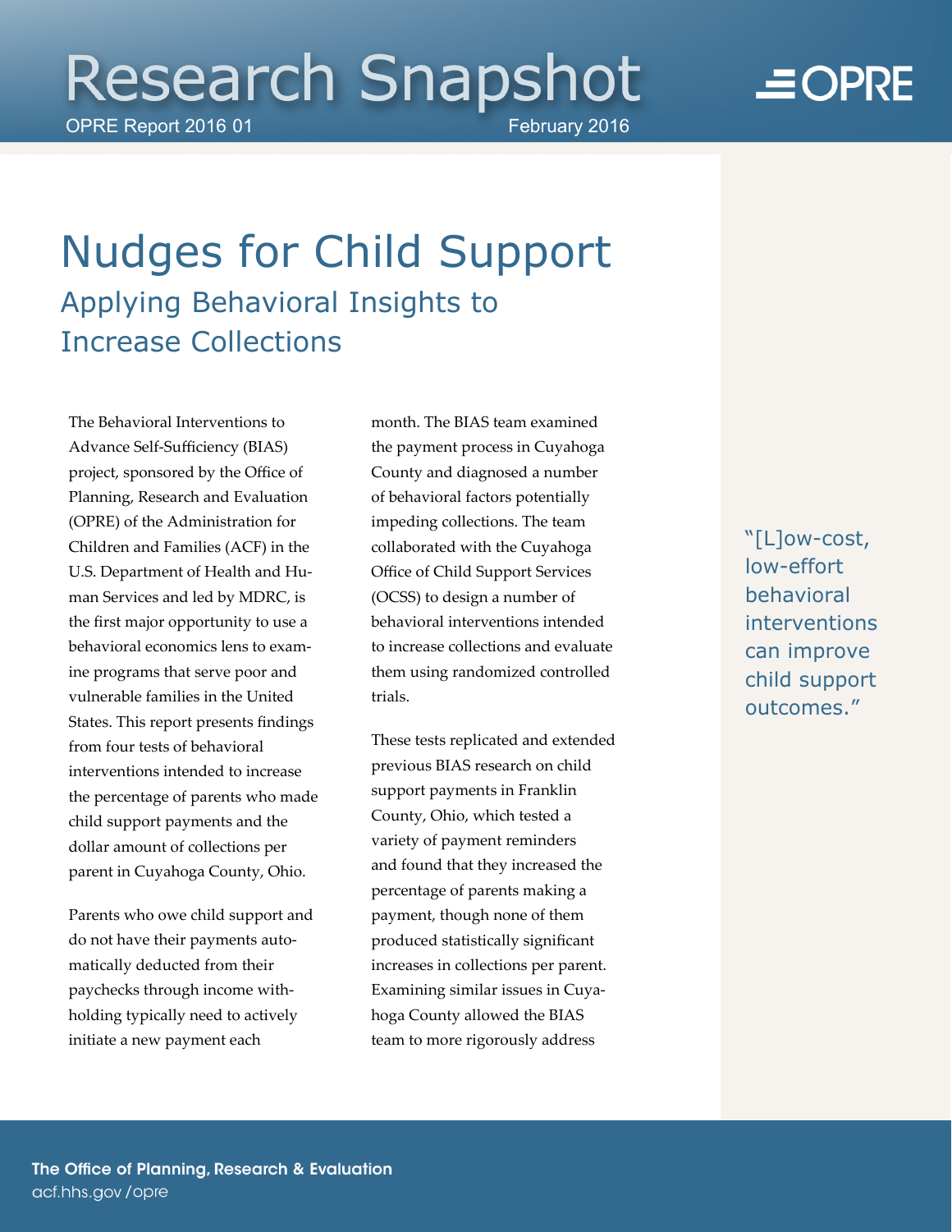Research Snapshot

OPRE Report 2016 01 February 2016

# Nudges for Child Support

## Applying Behavioral Insights to Increase Collections

The Behavioral Interventions to Advance Self-Sufficiency (BIAS) project, sponsored by the Office of Planning, Research and Evaluation (OPRE) of the Administration for Children and Families (ACF) in the U.S. Department of Health and Human Services and led by MDRC, is the first major opportunity to use a behavioral economics lens to examine programs that serve poor and vulnerable families in the United States. This report presents findings from four tests of behavioral interventions intended to increase the percentage of parents who made child support payments and the dollar amount of collections per parent in Cuyahoga County, Ohio.

Parents who owe child support and do not have their payments automatically deducted from their paychecks through income withholding typically need to actively initiate a new payment each month. The BIAS team examined the payment process in Cuyahoga County and diagnosed a number of behavioral factors potentially impeding collections. The team collaborated with the Cuyahoga Office of Child Support Services (OCSS) to design a number of behavioral interventions intended to increase collections and evaluate them using randomized controlled trials.

These tests replicated and extended previous BIAS research on child support payments in Franklin County, Ohio, which tested a variety of payment reminders and found that they increased the percentage of parents making a payment, though none of them produced statistically significant increases in collections per parent. Examining similar issues in Cuyahoga County allowed the BIAS team to more rigorously address

"[L]ow-cost, low-effort behavioral interventions can improve child support outcomes."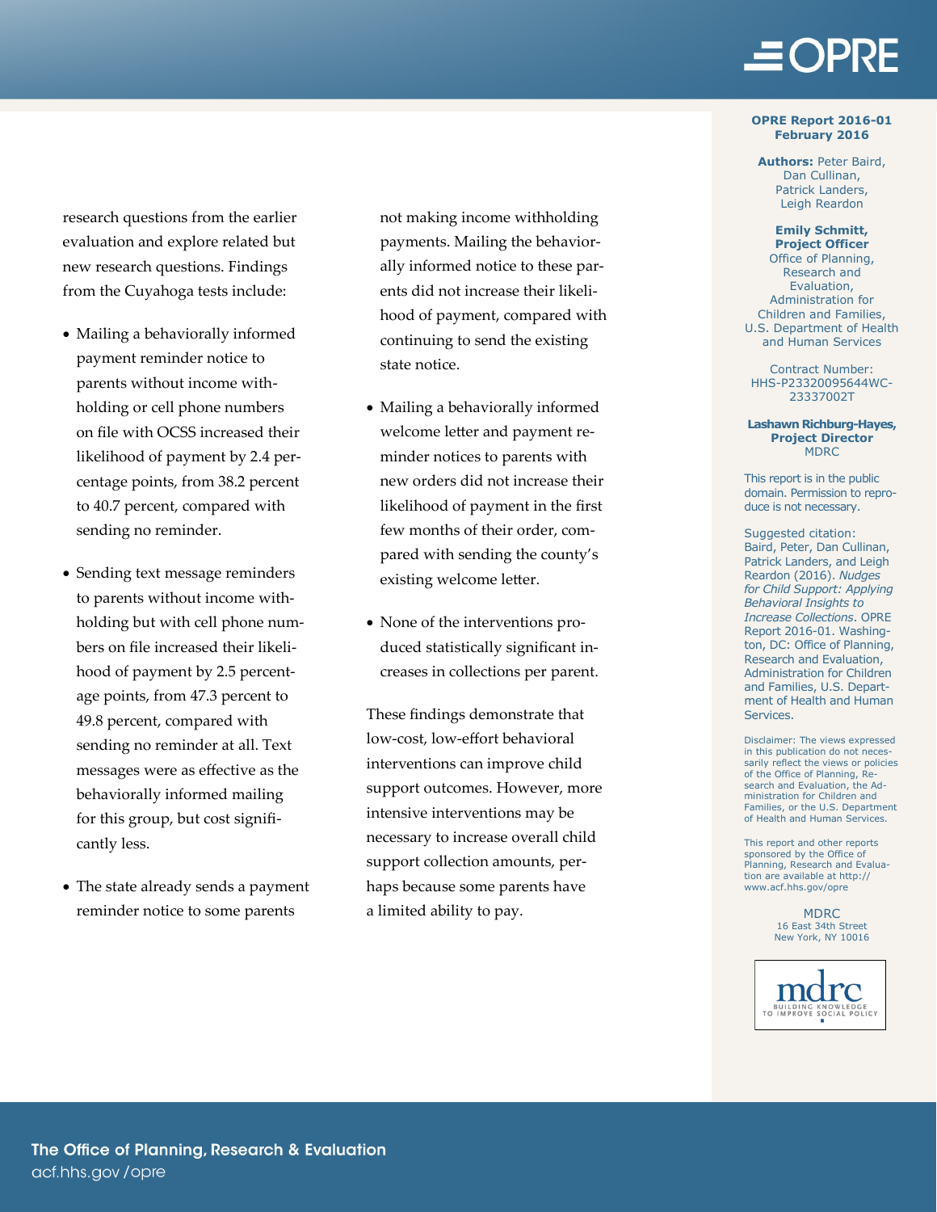research questions from the earlier evaluation and explore related but new research questions. Findings from the Cuyahoga tests include:

- Mailing a behaviorally informed payment reminder notice to parents without income withholding or cell phone numbers on file with OCSS increased their likelihood of payment by 2.4 percentage points, from 38.2 percent to 40.7 percent, compared with sending no reminder.

- Sending text message reminders to parents without income withholding but with cell phone numbers on file increased their likelihood of payment by 2.5 percentage points, from 47.3 percent to 49.8 percent, compared with sending no reminder at all. Text messages were as effective as the behaviorally informed mailing for this group, but cost significantly less.

- The state already sends a payment reminder notice to some parents not making income withholding payments. Mailing the behaviorally informed notice to these parents did not increase their likelihood of payment, compared with continuing to send the existing state notice.

- Mailing a behaviorally informed welcome letter and payment reminder notices to parents with new orders did not increase their likelihood of payment in the first few months of their order, compared with sending the county's existing welcome letter.

- None of the interventions produced statistically significant increases in collections per parent.

These findings demonstrate that low-cost, low-effort behavioral interventions can improve child support outcomes. However, more intensive interventions may be necessary to increase overall child support collection amounts, perhaps because some parents have a limited ability to pay.

**OPRE Report 2016-01**
**February 2016**

**Authors:** Peter Baird, Dan Cullinan, Patrick Landers, Leigh Reardon

**Emily Schmitt, Project Officer**
Office of Planning, Research and Evaluation, Administration for Children and Families, U.S. Department of Health and Human Services

Contract Number: HHS-P23320095644WC-23337002T

**Lashawn Richburg-Hayes, Project Director**
MDRC

This report is in the public domain. Permission to reproduce is not necessary.

Suggested citation: Baird, Peter, Dan Cullinan, Patrick Landers, and Leigh Reardon (2016). *Nudges for Child Support: Applying Behavioral Insights to Increase Collections*. OPRE Report 2016-01. Washington, DC: Office of Planning, Research and Evaluation, Administration for Children and Families, U.S. Department of Health and Human Services.

Disclaimer: The views expressed in this publication do not necessarily reflect the views or policies of the Office of Planning, Research and Evaluation, the Administration for Children and Families, or the U.S. Department of Health and Human Services.

This report and other reports sponsored by the Office of Planning, Research and Evaluation are available at http://www.acf.hhs.gov/opre

MDRC
16 East 34th Street
New York, NY 10016

**The Office of Planning, Research & Evaluation**
acf.hhs.gov/opre